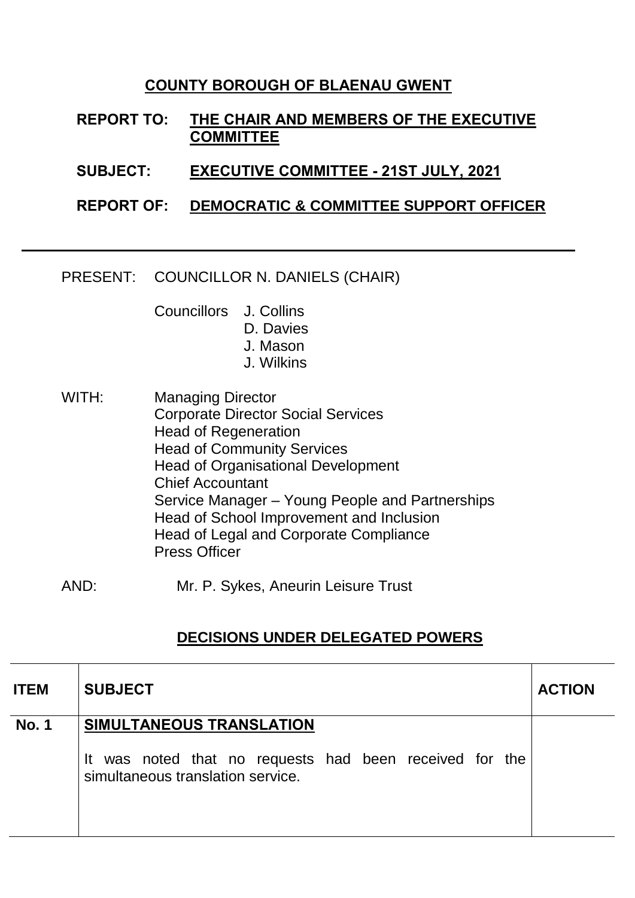# COUNTY BOROUGH OF BLAENAU GWENT

**REPORT TO:** **THE CHAIR AND MEMBERS OF THE EXECUTIVE COMMITTEE**

**SUBJECT:** **EXECUTIVE COMMITTEE - 21ST JULY, 2021**

**REPORT OF:** **DEMOCRATIC & COMMITTEE SUPPORT OFFICER**

---

PRESENT: COUNCILLOR N. DANIELS (CHAIR)

Councillors J. Collins
D. Davies
J. Mason
J. Wilkins

WITH: Managing Director
Corporate Director Social Services
Head of Regeneration
Head of Community Services
Head of Organisational Development
Chief Accountant
Service Manager – Young People and Partnerships
Head of School Improvement and Inclusion
Head of Legal and Corporate Compliance
Press Officer

AND: Mr. P. Sykes, Aneurin Leisure Trust

## DECISIONS UNDER DELEGATED POWERS

| ITEM | SUBJECT | ACTION |
|---|---|---|
| No. 1 | **SIMULTANEOUS TRANSLATION**<br><br>It was noted that no requests had been received for the simultaneous translation service. | |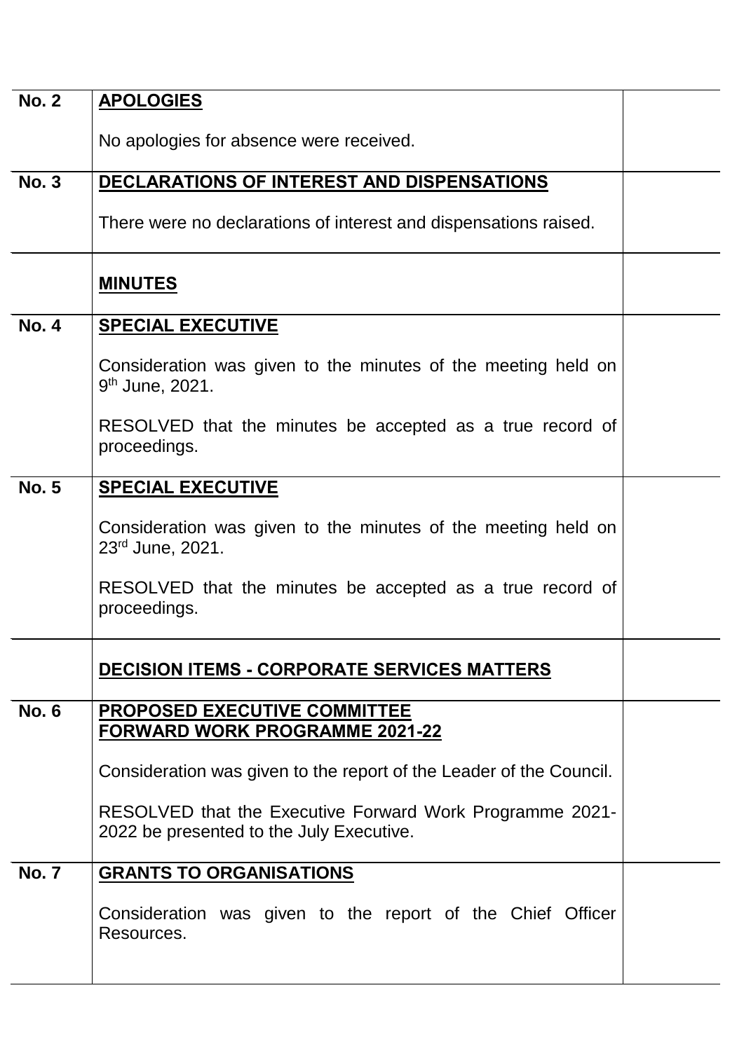| | | |
|---|---|---|
| **No. 2** | **APOLOGIES**<br><br>No apologies for absence were received. | |
| **No. 3** | **DECLARATIONS OF INTEREST AND DISPENSATIONS**<br><br>There were no declarations of interest and dispensations raised. | |
| | **MINUTES** | |
| **No. 4** | **SPECIAL EXECUTIVE**<br><br>Consideration was given to the minutes of the meeting held on 9th June, 2021.<br><br>RESOLVED that the minutes be accepted as a true record of proceedings. | |
| **No. 5** | **SPECIAL EXECUTIVE**<br><br>Consideration was given to the minutes of the meeting held on 23rd June, 2021.<br><br>RESOLVED that the minutes be accepted as a true record of proceedings. | |
| | **DECISION ITEMS - CORPORATE SERVICES MATTERS** | |
| **No. 6** | **PROPOSED EXECUTIVE COMMITTEE FORWARD WORK PROGRAMME 2021-22**<br><br>Consideration was given to the report of the Leader of the Council.<br><br>RESOLVED that the Executive Forward Work Programme 2021-2022 be presented to the July Executive. | |
| **No. 7** | **GRANTS TO ORGANISATIONS**<br><br>Consideration was given to the report of the Chief Officer Resources. | |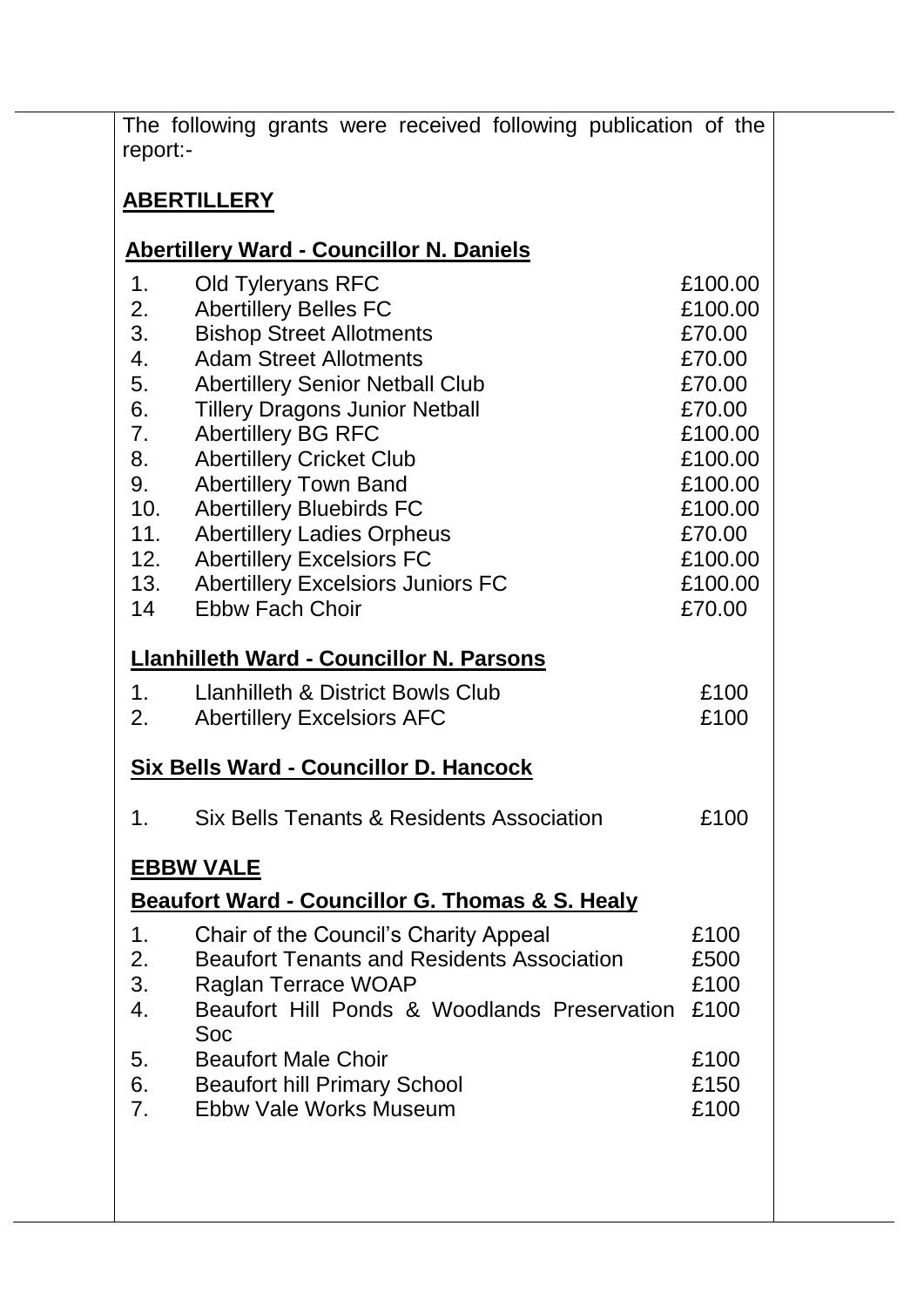The following grants were received following publication of the report:-

**ABERTILLERY**

**Abertillery Ward - Councillor N. Daniels**

| | | |
|---|---|---|
| 1. | Old Tyleryans RFC | £100.00 |
| 2. | Abertillery Belles FC | £100.00 |
| 3. | Bishop Street Allotments | £70.00 |
| 4. | Adam Street Allotments | £70.00 |
| 5. | Abertillery Senior Netball Club | £70.00 |
| 6. | Tillery Dragons Junior Netball | £70.00 |
| 7. | Abertillery BG RFC | £100.00 |
| 8. | Abertillery Cricket Club | £100.00 |
| 9. | Abertillery Town Band | £100.00 |
| 10. | Abertillery Bluebirds FC | £100.00 |
| 11. | Abertillery Ladies Orpheus | £70.00 |
| 12. | Abertillery Excelsiors FC | £100.00 |
| 13. | Abertillery Excelsiors Juniors FC | £100.00 |
| 14 | Ebbw Fach Choir | £70.00 |

**Llanhilleth Ward - Councillor N. Parsons**

| | | |
|---|---|---|
| 1. | Llanhilleth & District Bowls Club | £100 |
| 2. | Abertillery Excelsiors AFC | £100 |

**Six Bells Ward - Councillor D. Hancock**

| | | |
|---|---|---|
| 1. | Six Bells Tenants & Residents Association | £100 |

**EBBW VALE**

**Beaufort Ward - Councillor G. Thomas & S. Healy**

| | | |
|---|---|---|
| 1. | Chair of the Council's Charity Appeal | £100 |
| 2. | Beaufort Tenants and Residents Association | £500 |
| 3. | Raglan Terrace WOAP | £100 |
| 4. | Beaufort Hill Ponds & Woodlands Preservation Soc | £100 |
| 5. | Beaufort Male Choir | £100 |
| 6. | Beaufort hill Primary School | £150 |
| 7. | Ebbw Vale Works Museum | £100 |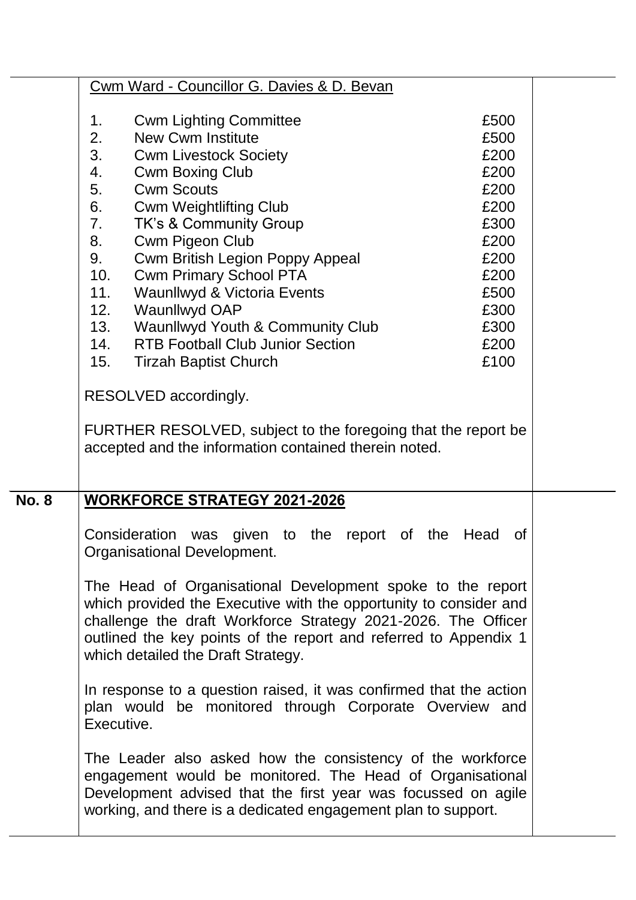Cwm Ward - Councillor G. Davies & D. Bevan

| No. | Organisation | Amount |
|---|---|---|
| 1. | Cwm Lighting Committee | £500 |
| 2. | New Cwm Institute | £500 |
| 3. | Cwm Livestock Society | £200 |
| 4. | Cwm Boxing Club | £200 |
| 5. | Cwm Scouts | £200 |
| 6. | Cwm Weightlifting Club | £200 |
| 7. | TK's & Community Group | £300 |
| 8. | Cwm Pigeon Club | £200 |
| 9. | Cwm British Legion Poppy Appeal | £200 |
| 10. | Cwm Primary School PTA | £200 |
| 11. | Waunllwyd & Victoria Events | £500 |
| 12. | Waunllwyd OAP | £300 |
| 13. | Waunllwyd Youth & Community Club | £300 |
| 14. | RTB Football Club Junior Section | £200 |
| 15. | Tirzah Baptist Church | £100 |

RESOLVED accordingly.

FURTHER RESOLVED, subject to the foregoing that the report be accepted and the information contained therein noted.

## No. 8 WORKFORCE STRATEGY 2021-2026

Consideration was given to the report of the Head of Organisational Development.

The Head of Organisational Development spoke to the report which provided the Executive with the opportunity to consider and challenge the draft Workforce Strategy 2021-2026. The Officer outlined the key points of the report and referred to Appendix 1 which detailed the Draft Strategy.

In response to a question raised, it was confirmed that the action plan would be monitored through Corporate Overview and Executive.

The Leader also asked how the consistency of the workforce engagement would be monitored. The Head of Organisational Development advised that the first year was focussed on agile working, and there is a dedicated engagement plan to support.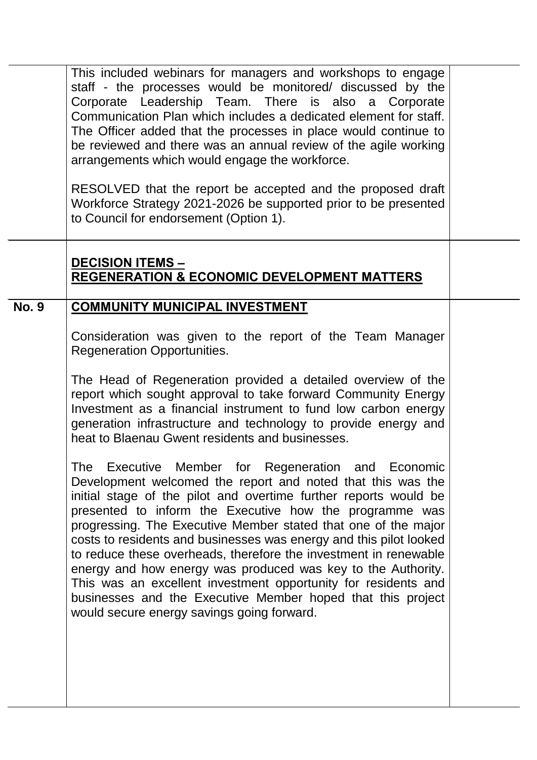This included webinars for managers and workshops to engage staff - the processes would be monitored/ discussed by the Corporate Leadership Team. There is also a Corporate Communication Plan which includes a dedicated element for staff. The Officer added that the processes in place would continue to be reviewed and there was an annual review of the agile working arrangements which would engage the workforce.

RESOLVED that the report be accepted and the proposed draft Workforce Strategy 2021-2026 be supported prior to be presented to Council for endorsement (Option 1).

## DECISION ITEMS – REGENERATION & ECONOMIC DEVELOPMENT MATTERS

**No. 9**

### COMMUNITY MUNICIPAL INVESTMENT

Consideration was given to the report of the Team Manager Regeneration Opportunities.

The Head of Regeneration provided a detailed overview of the report which sought approval to take forward Community Energy Investment as a financial instrument to fund low carbon energy generation infrastructure and technology to provide energy and heat to Blaenau Gwent residents and businesses.

The Executive Member for Regeneration and Economic Development welcomed the report and noted that this was the initial stage of the pilot and overtime further reports would be presented to inform the Executive how the programme was progressing. The Executive Member stated that one of the major costs to residents and businesses was energy and this pilot looked to reduce these overheads, therefore the investment in renewable energy and how energy was produced was key to the Authority. This was an excellent investment opportunity for residents and businesses and the Executive Member hoped that this project would secure energy savings going forward.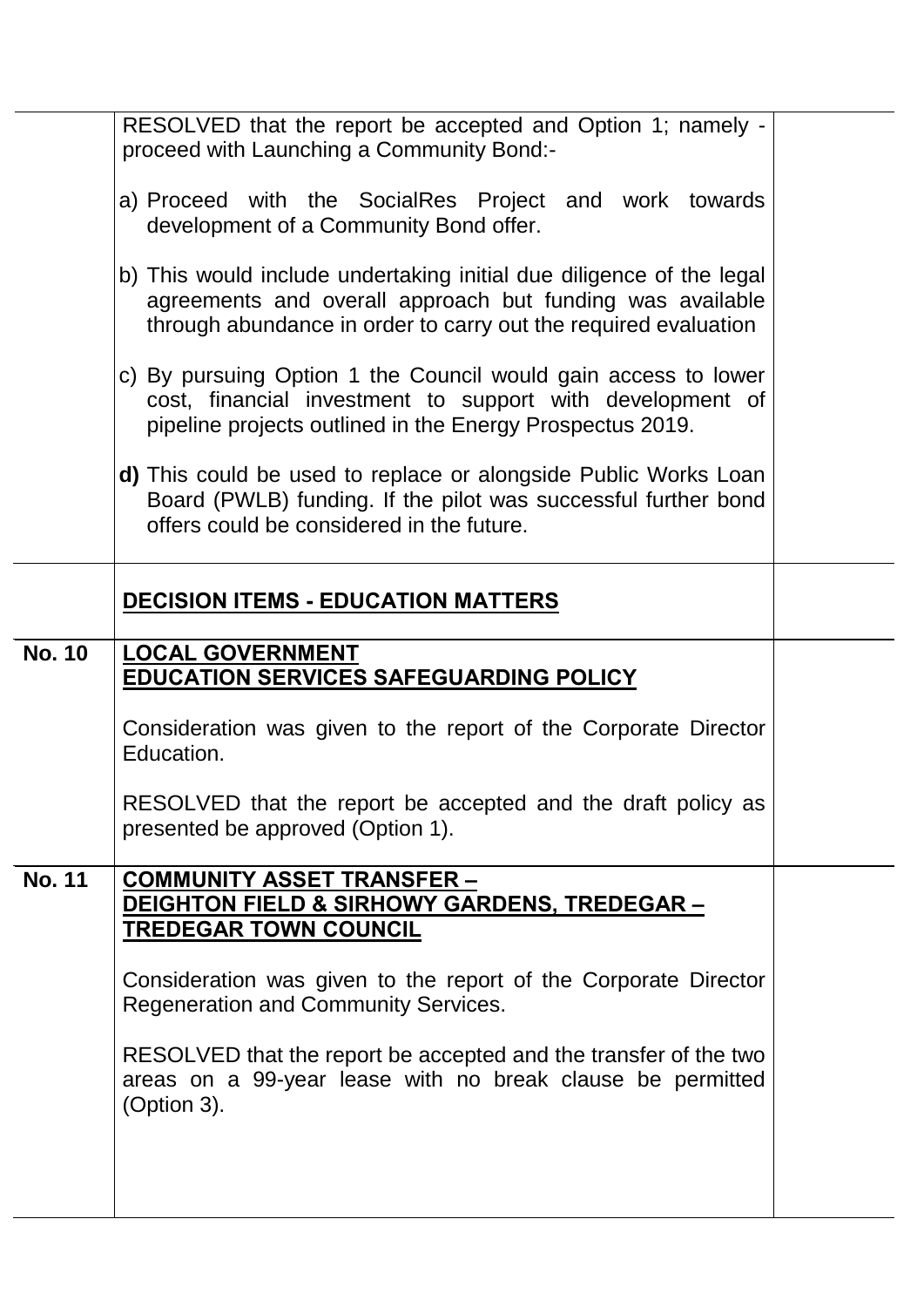| | | |
|---|---|---|
| | RESOLVED that the report be accepted and Option 1; namely - proceed with Launching a Community Bond:-<br><br>a) Proceed with the SocialRes Project and work towards development of a Community Bond offer.<br><br>b) This would include undertaking initial due diligence of the legal agreements and overall approach but funding was available through abundance in order to carry out the required evaluation<br><br>c) By pursuing Option 1 the Council would gain access to lower cost, financial investment to support with development of pipeline projects outlined in the Energy Prospectus 2019.<br><br>**d)** This could be used to replace or alongside Public Works Loan Board (PWLB) funding. If the pilot was successful further bond offers could be considered in the future. | |
| | **DECISION ITEMS - EDUCATION MATTERS** | |
| **No. 10** | **LOCAL GOVERNMENT EDUCATION SERVICES SAFEGUARDING POLICY**<br><br>Consideration was given to the report of the Corporate Director Education.<br><br>RESOLVED that the report be accepted and the draft policy as presented be approved (Option 1). | |
| **No. 11** | **COMMUNITY ASSET TRANSFER – DEIGHTON FIELD & SIRHOWY GARDENS, TREDEGAR – TREDEGAR TOWN COUNCIL**<br><br>Consideration was given to the report of the Corporate Director Regeneration and Community Services.<br><br>RESOLVED that the report be accepted and the transfer of the two areas on a 99-year lease with no break clause be permitted (Option 3). | |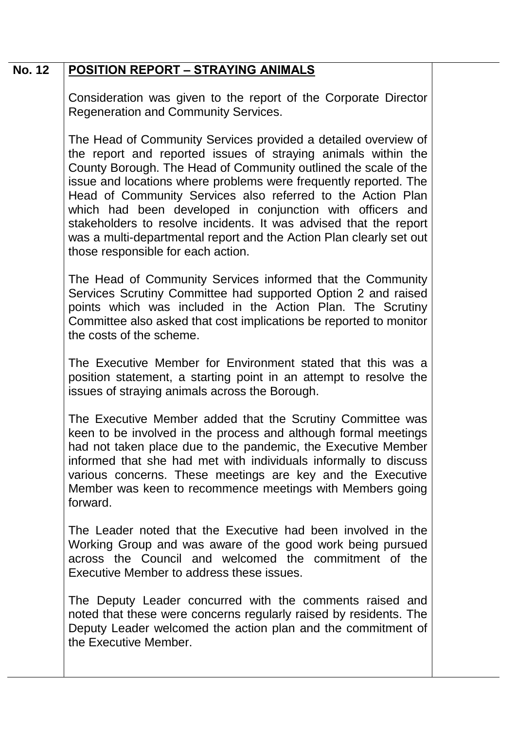| No. 12 | **POSITION REPORT – STRAYING ANIMALS** | |
|---|---|---|

**No. 12** **POSITION REPORT – STRAYING ANIMALS**

Consideration was given to the report of the Corporate Director Regeneration and Community Services.

The Head of Community Services provided a detailed overview of the report and reported issues of straying animals within the County Borough. The Head of Community outlined the scale of the issue and locations where problems were frequently reported. The Head of Community Services also referred to the Action Plan which had been developed in conjunction with officers and stakeholders to resolve incidents. It was advised that the report was a multi-departmental report and the Action Plan clearly set out those responsible for each action.

The Head of Community Services informed that the Community Services Scrutiny Committee had supported Option 2 and raised points which was included in the Action Plan. The Scrutiny Committee also asked that cost implications be reported to monitor the costs of the scheme.

The Executive Member for Environment stated that this was a position statement, a starting point in an attempt to resolve the issues of straying animals across the Borough.

The Executive Member added that the Scrutiny Committee was keen to be involved in the process and although formal meetings had not taken place due to the pandemic, the Executive Member informed that she had met with individuals informally to discuss various concerns. These meetings are key and the Executive Member was keen to recommence meetings with Members going forward.

The Leader noted that the Executive had been involved in the Working Group and was aware of the good work being pursued across the Council and welcomed the commitment of the Executive Member to address these issues.

The Deputy Leader concurred with the comments raised and noted that these were concerns regularly raised by residents. The Deputy Leader welcomed the action plan and the commitment of the Executive Member.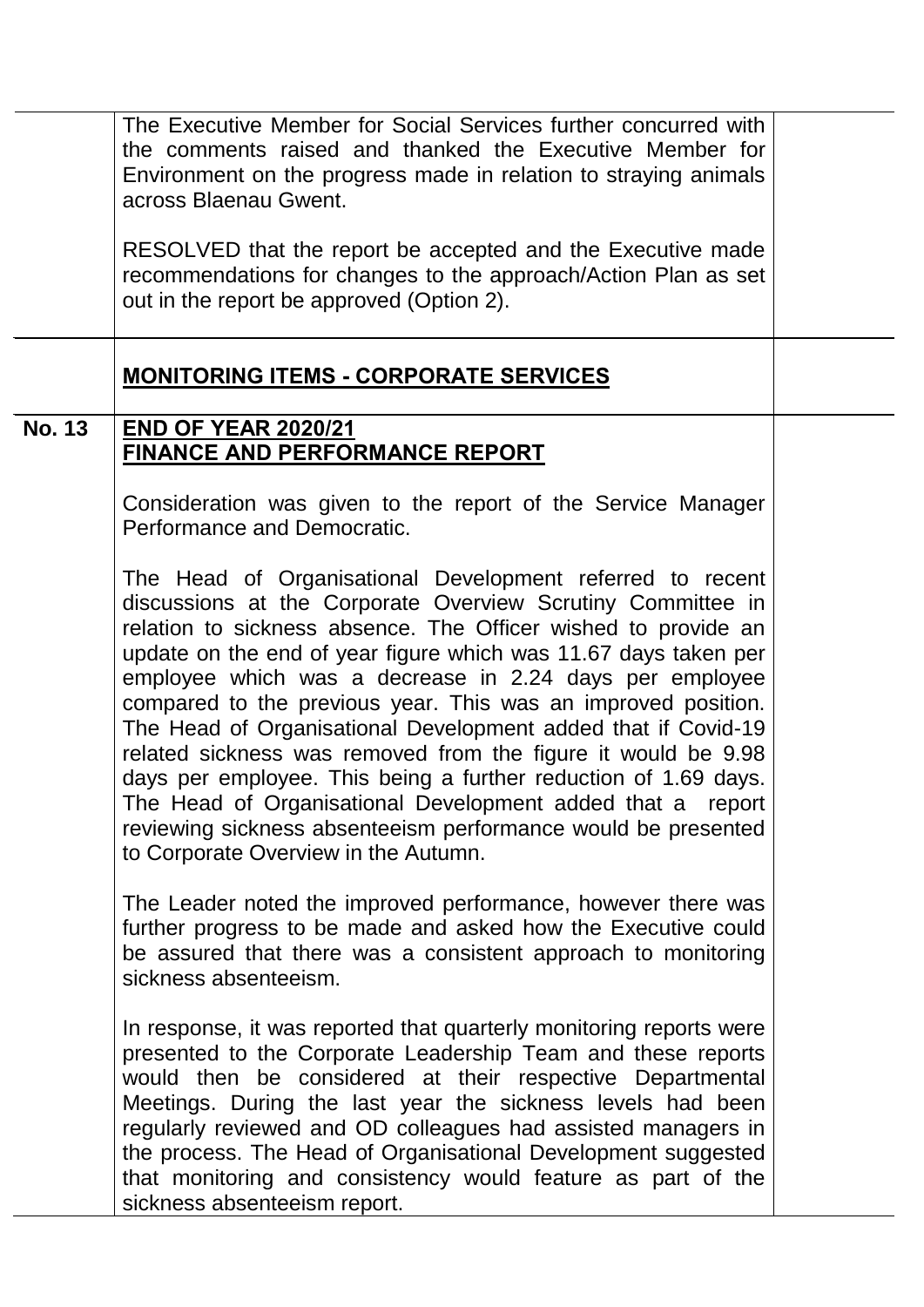The Executive Member for Social Services further concurred with the comments raised and thanked the Executive Member for Environment on the progress made in relation to straying animals across Blaenau Gwent.

RESOLVED that the report be accepted and the Executive made recommendations for changes to the approach/Action Plan as set out in the report be approved (Option 2).

## MONITORING ITEMS - CORPORATE SERVICES

**No. 13** **END OF YEAR 2020/21 FINANCE AND PERFORMANCE REPORT**

Consideration was given to the report of the Service Manager Performance and Democratic.

The Head of Organisational Development referred to recent discussions at the Corporate Overview Scrutiny Committee in relation to sickness absence. The Officer wished to provide an update on the end of year figure which was 11.67 days taken per employee which was a decrease in 2.24 days per employee compared to the previous year. This was an improved position. The Head of Organisational Development added that if Covid-19 related sickness was removed from the figure it would be 9.98 days per employee. This being a further reduction of 1.69 days. The Head of Organisational Development added that a report reviewing sickness absenteeism performance would be presented to Corporate Overview in the Autumn.

The Leader noted the improved performance, however there was further progress to be made and asked how the Executive could be assured that there was a consistent approach to monitoring sickness absenteeism.

In response, it was reported that quarterly monitoring reports were presented to the Corporate Leadership Team and these reports would then be considered at their respective Departmental Meetings. During the last year the sickness levels had been regularly reviewed and OD colleagues had assisted managers in the process. The Head of Organisational Development suggested that monitoring and consistency would feature as part of the sickness absenteeism report.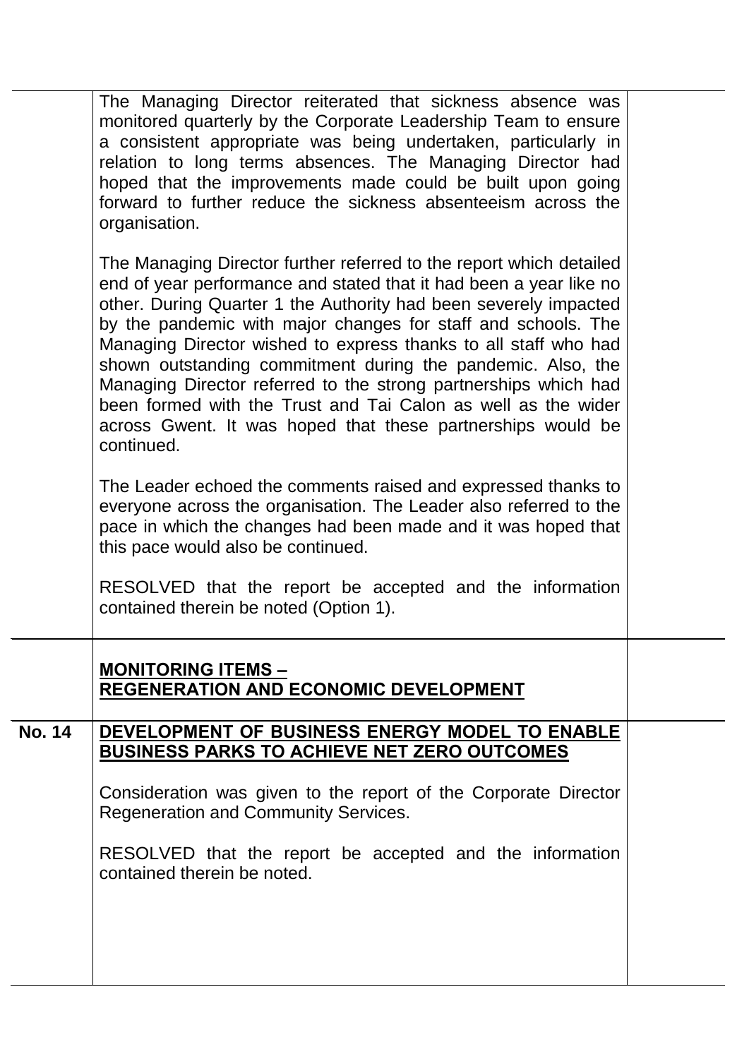The Managing Director reiterated that sickness absence was monitored quarterly by the Corporate Leadership Team to ensure a consistent appropriate was being undertaken, particularly in relation to long terms absences. The Managing Director had hoped that the improvements made could be built upon going forward to further reduce the sickness absenteeism across the organisation.

The Managing Director further referred to the report which detailed end of year performance and stated that it had been a year like no other. During Quarter 1 the Authority had been severely impacted by the pandemic with major changes for staff and schools. The Managing Director wished to express thanks to all staff who had shown outstanding commitment during the pandemic. Also, the Managing Director referred to the strong partnerships which had been formed with the Trust and Tai Calon as well as the wider across Gwent. It was hoped that these partnerships would be continued.

The Leader echoed the comments raised and expressed thanks to everyone across the organisation. The Leader also referred to the pace in which the changes had been made and it was hoped that this pace would also be continued.

RESOLVED that the report be accepted and the information contained therein be noted (Option 1).

**MONITORING ITEMS – REGENERATION AND ECONOMIC DEVELOPMENT**

**No. 14 DEVELOPMENT OF BUSINESS ENERGY MODEL TO ENABLE BUSINESS PARKS TO ACHIEVE NET ZERO OUTCOMES**

Consideration was given to the report of the Corporate Director Regeneration and Community Services.

RESOLVED that the report be accepted and the information contained therein be noted.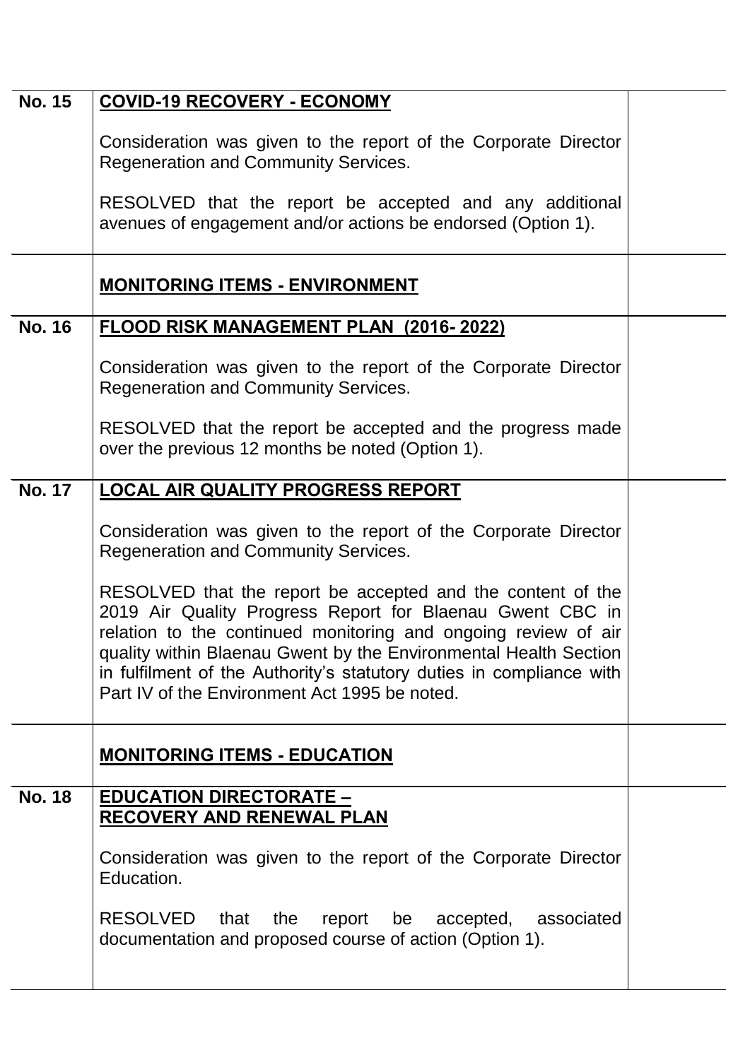| | | |
|---|---|---|
| **No. 15** | **COVID-19 RECOVERY - ECONOMY**<br><br>Consideration was given to the report of the Corporate Director Regeneration and Community Services.<br><br>RESOLVED that the report be accepted and any additional avenues of engagement and/or actions be endorsed (Option 1). | |
| | **MONITORING ITEMS - ENVIRONMENT** | |
| **No. 16** | **FLOOD RISK MANAGEMENT PLAN (2016- 2022)**<br><br>Consideration was given to the report of the Corporate Director Regeneration and Community Services.<br><br>RESOLVED that the report be accepted and the progress made over the previous 12 months be noted (Option 1). | |
| **No. 17** | **LOCAL AIR QUALITY PROGRESS REPORT**<br><br>Consideration was given to the report of the Corporate Director Regeneration and Community Services.<br><br>RESOLVED that the report be accepted and the content of the 2019 Air Quality Progress Report for Blaenau Gwent CBC in relation to the continued monitoring and ongoing review of air quality within Blaenau Gwent by the Environmental Health Section in fulfilment of the Authority's statutory duties in compliance with Part IV of the Environment Act 1995 be noted. | |
| | **MONITORING ITEMS - EDUCATION** | |
| **No. 18** | **EDUCATION DIRECTORATE – RECOVERY AND RENEWAL PLAN**<br><br>Consideration was given to the report of the Corporate Director Education.<br><br>RESOLVED that the report be accepted, associated documentation and proposed course of action (Option 1). | |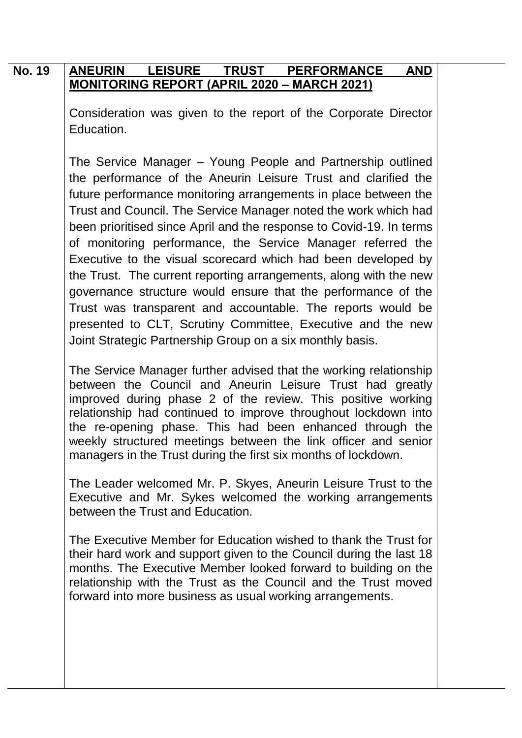**No. 19** **ANEURIN LEISURE TRUST PERFORMANCE AND MONITORING REPORT (APRIL 2020 – MARCH 2021)**

Consideration was given to the report of the Corporate Director Education.

The Service Manager – Young People and Partnership outlined the performance of the Aneurin Leisure Trust and clarified the future performance monitoring arrangements in place between the Trust and Council. The Service Manager noted the work which had been prioritised since April and the response to Covid-19. In terms of monitoring performance, the Service Manager referred the Executive to the visual scorecard which had been developed by the Trust. The current reporting arrangements, along with the new governance structure would ensure that the performance of the Trust was transparent and accountable. The reports would be presented to CLT, Scrutiny Committee, Executive and the new Joint Strategic Partnership Group on a six monthly basis.

The Service Manager further advised that the working relationship between the Council and Aneurin Leisure Trust had greatly improved during phase 2 of the review. This positive working relationship had continued to improve throughout lockdown into the re-opening phase. This had been enhanced through the weekly structured meetings between the link officer and senior managers in the Trust during the first six months of lockdown.

The Leader welcomed Mr. P. Skyes, Aneurin Leisure Trust to the Executive and Mr. Sykes welcomed the working arrangements between the Trust and Education.

The Executive Member for Education wished to thank the Trust for their hard work and support given to the Council during the last 18 months. The Executive Member looked forward to building on the relationship with the Trust as the Council and the Trust moved forward into more business as usual working arrangements.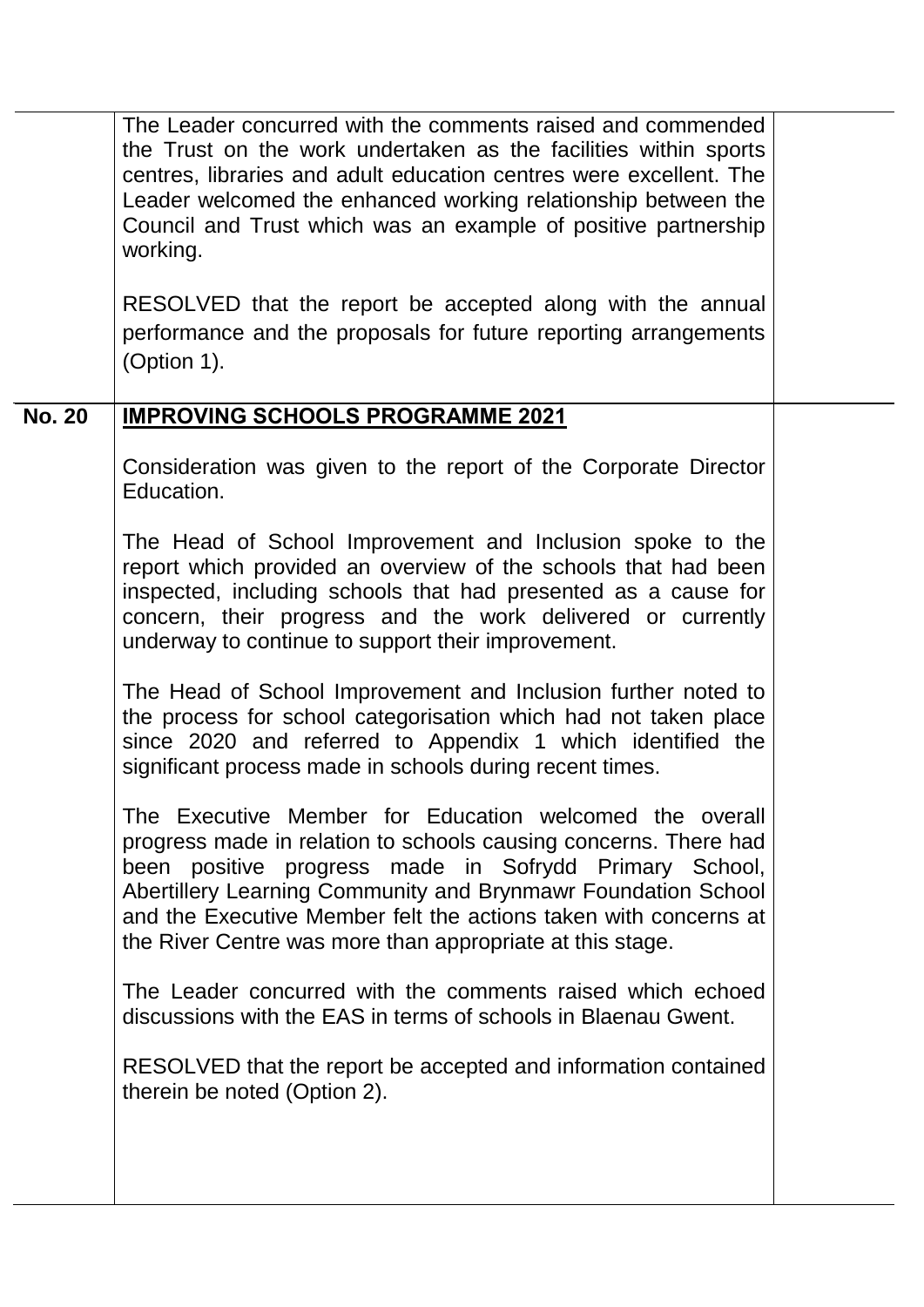| | | |
|---|---|---|
| | The Leader concurred with the comments raised and commended the Trust on the work undertaken as the facilities within sports centres, libraries and adult education centres were excellent. The Leader welcomed the enhanced working relationship between the Council and Trust which was an example of positive partnership working.<br><br>RESOLVED that the report be accepted along with the annual performance and the proposals for future reporting arrangements (Option 1). | |
| **No. 20** | **<u>IMPROVING SCHOOLS PROGRAMME 2021</u>**<br><br>Consideration was given to the report of the Corporate Director Education.<br><br>The Head of School Improvement and Inclusion spoke to the report which provided an overview of the schools that had been inspected, including schools that had presented as a cause for concern, their progress and the work delivered or currently underway to continue to support their improvement.<br><br>The Head of School Improvement and Inclusion further noted to the process for school categorisation which had not taken place since 2020 and referred to Appendix 1 which identified the significant process made in schools during recent times.<br><br>The Executive Member for Education welcomed the overall progress made in relation to schools causing concerns. There had been positive progress made in Sofrydd Primary School, Abertillery Learning Community and Brynmawr Foundation School and the Executive Member felt the actions taken with concerns at the River Centre was more than appropriate at this stage.<br><br>The Leader concurred with the comments raised which echoed discussions with the EAS in terms of schools in Blaenau Gwent.<br><br>RESOLVED that the report be accepted and information contained therein be noted (Option 2). | |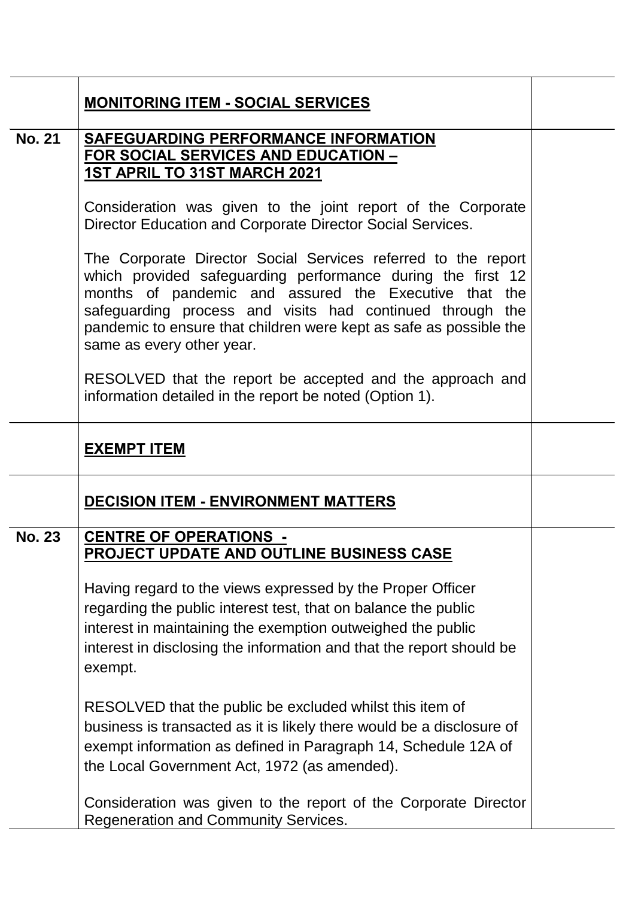| | | |
|---|---|---|
| | **MONITORING ITEM - SOCIAL SERVICES** | |
| **No. 21** | **SAFEGUARDING PERFORMANCE INFORMATION FOR SOCIAL SERVICES AND EDUCATION – 1ST APRIL TO 31ST MARCH 2021**<br><br>Consideration was given to the joint report of the Corporate Director Education and Corporate Director Social Services.<br><br>The Corporate Director Social Services referred to the report which provided safeguarding performance during the first 12 months of pandemic and assured the Executive that the safeguarding process and visits had continued through the pandemic to ensure that children were kept as safe as possible the same as every other year.<br><br>RESOLVED that the report be accepted and the approach and information detailed in the report be noted (Option 1). | |
| | **EXEMPT ITEM** | |
| | **DECISION ITEM - ENVIRONMENT MATTERS** | |
| **No. 23** | **CENTRE OF OPERATIONS - PROJECT UPDATE AND OUTLINE BUSINESS CASE**<br><br>Having regard to the views expressed by the Proper Officer regarding the public interest test, that on balance the public interest in maintaining the exemption outweighed the public interest in disclosing the information and that the report should be exempt.<br><br>RESOLVED that the public be excluded whilst this item of business is transacted as it is likely there would be a disclosure of exempt information as defined in Paragraph 14, Schedule 12A of the Local Government Act, 1972 (as amended).<br><br>Consideration was given to the report of the Corporate Director Regeneration and Community Services. | |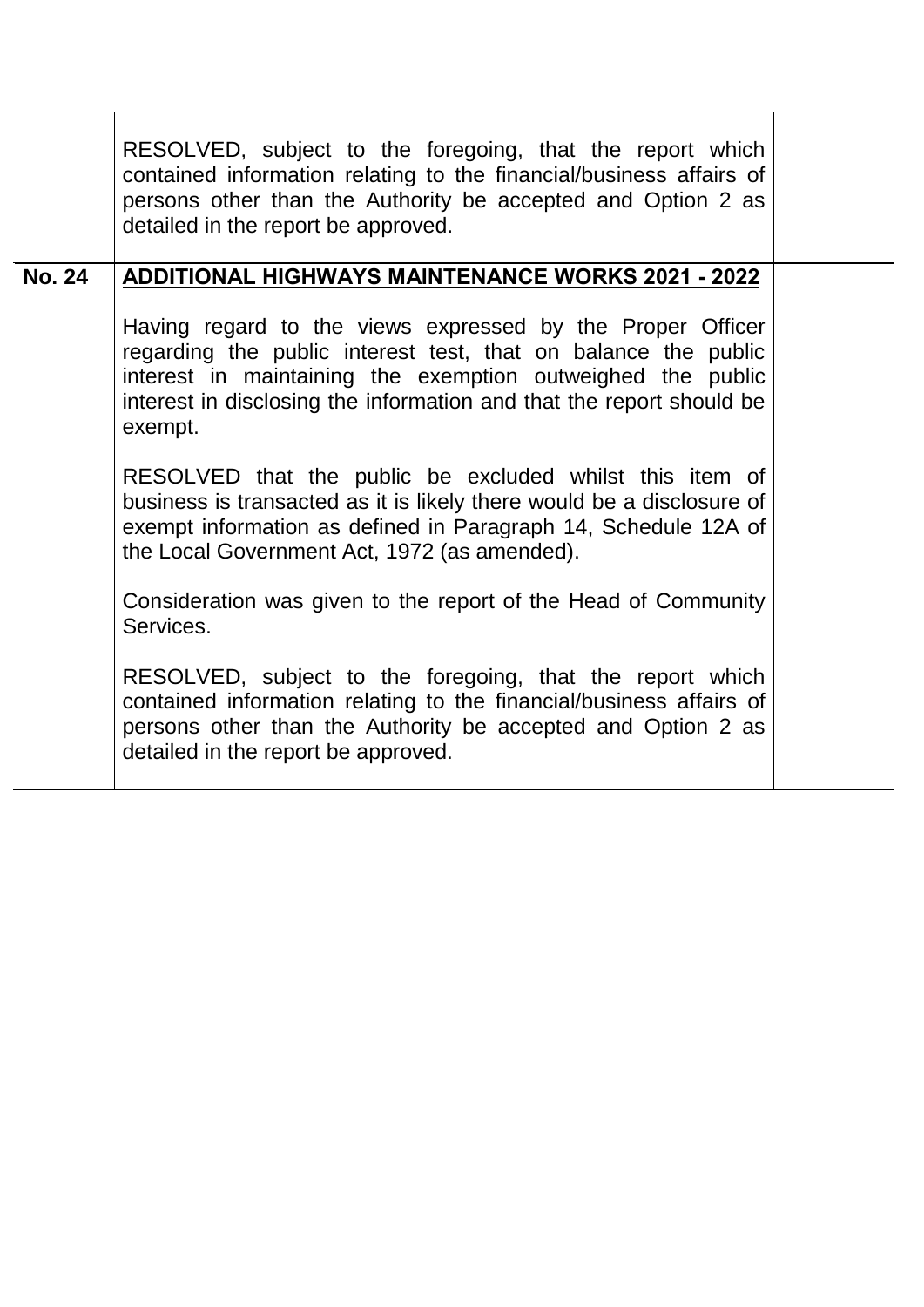| | | |
|---|---|---|
| | RESOLVED, subject to the foregoing, that the report which contained information relating to the financial/business affairs of persons other than the Authority be accepted and Option 2 as detailed in the report be approved. | |
| **No. 24** | **ADDITIONAL HIGHWAYS MAINTENANCE WORKS 2021 - 2022**<br><br>Having regard to the views expressed by the Proper Officer regarding the public interest test, that on balance the public interest in maintaining the exemption outweighed the public interest in disclosing the information and that the report should be exempt.<br><br>RESOLVED that the public be excluded whilst this item of business is transacted as it is likely there would be a disclosure of exempt information as defined in Paragraph 14, Schedule 12A of the Local Government Act, 1972 (as amended).<br><br>Consideration was given to the report of the Head of Community Services.<br><br>RESOLVED, subject to the foregoing, that the report which contained information relating to the financial/business affairs of persons other than the Authority be accepted and Option 2 as detailed in the report be approved. | |